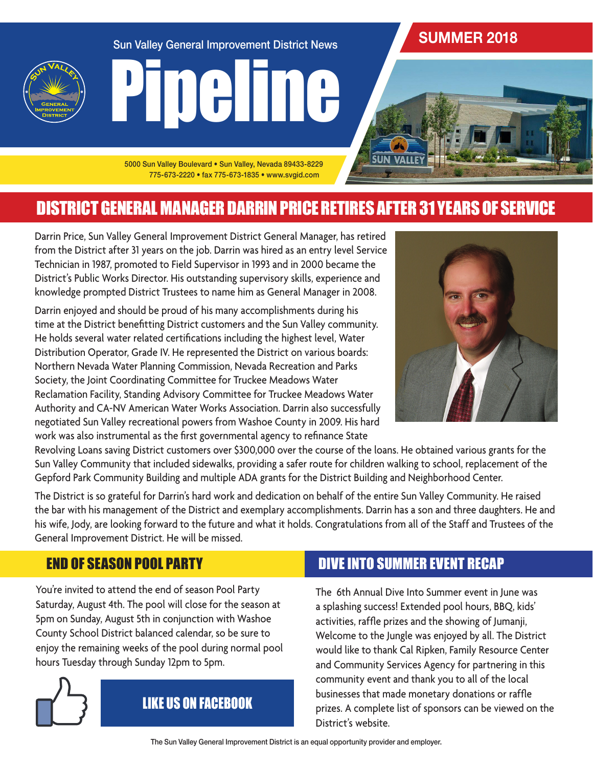Sun Valley General Improvement District News

# Pipeline

**SUMMER 2018**

5000 Sun Valley Boulevard • Sun Valley, Nevada 89433-8229
775-673-2220 • fax 775-673-1835 • www.svgid.com

## DISTRICT GENERAL MANAGER DARRIN PRICE RETIRES AFTER 31 YEARS OF SERVICE

Darrin Price, Sun Valley General Improvement District General Manager, has retired from the District after 31 years on the job. Darrin was hired as an entry level Service Technician in 1987, promoted to Field Supervisor in 1993 and in 2000 became the District's Public Works Director. His outstanding supervisory skills, experience and knowledge prompted District Trustees to name him as General Manager in 2008.

Darrin enjoyed and should be proud of his many accomplishments during his time at the District benefitting District customers and the Sun Valley community. He holds several water related certifications including the highest level, Water Distribution Operator, Grade IV. He represented the District on various boards: Northern Nevada Water Planning Commission, Nevada Recreation and Parks Society, the Joint Coordinating Committee for Truckee Meadows Water Reclamation Facility, Standing Advisory Committee for Truckee Meadows Water Authority and CA-NV American Water Works Association. Darrin also successfully negotiated Sun Valley recreational powers from Washoe County in 2009. His hard work was also instrumental as the first governmental agency to refinance State Revolving Loans saving District customers over $300,000 over the course of the loans. He obtained various grants for the Sun Valley Community that included sidewalks, providing a safer route for children walking to school, replacement of the Gepford Park Community Building and multiple ADA grants for the District Building and Neighborhood Center.

The District is so grateful for Darrin's hard work and dedication on behalf of the entire Sun Valley Community. He raised the bar with his management of the District and exemplary accomplishments. Darrin has a son and three daughters. He and his wife, Jody, are looking forward to the future and what it holds. Congratulations from all of the Staff and Trustees of the General Improvement District. He will be missed.

## END OF SEASON POOL PARTY

You're invited to attend the end of season Pool Party Saturday, August 4th. The pool will close for the season at 5pm on Sunday, August 5th in conjunction with Washoe County School District balanced calendar, so be sure to enjoy the remaining weeks of the pool during normal pool hours Tuesday through Sunday 12pm to 5pm.

**LIKE US ON FACEBOOK**

## DIVE INTO SUMMER EVENT RECAP

The 6th Annual Dive Into Summer event in June was a splashing success! Extended pool hours, BBQ, kids' activities, raffle prizes and the showing of Jumanji, Welcome to the Jungle was enjoyed by all. The District would like to thank Cal Ripken, Family Resource Center and Community Services Agency for partnering in this community event and thank you to all of the local businesses that made monetary donations or raffle prizes. A complete list of sponsors can be viewed on the District's website.

The Sun Valley General Improvement District is an equal opportunity provider and employer.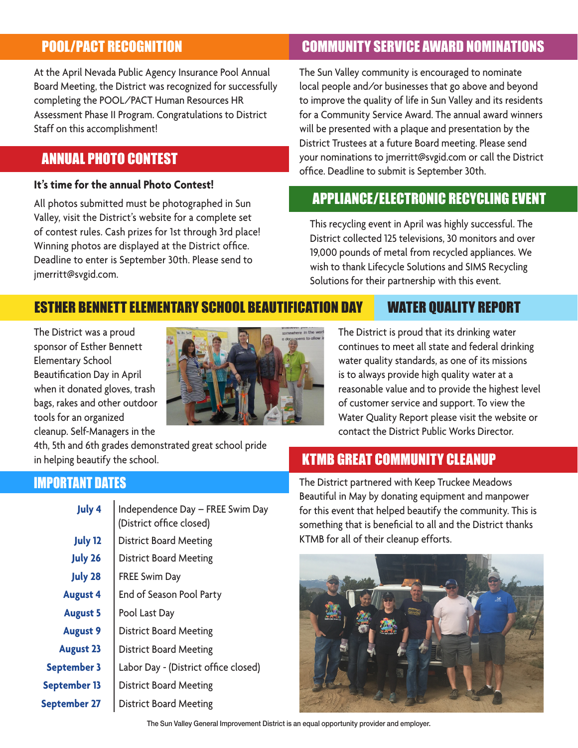## POOL/PACT RECOGNITION

At the April Nevada Public Agency Insurance Pool Annual Board Meeting, the District was recognized for successfully completing the POOL/PACT Human Resources HR Assessment Phase II Program. Congratulations to District Staff on this accomplishment!

## ANNUAL PHOTO CONTEST

**It's time for the annual Photo Contest!**

All photos submitted must be photographed in Sun Valley, visit the District's website for a complete set of contest rules. Cash prizes for 1st through 3rd place! Winning photos are displayed at the District office. Deadline to enter is September 30th. Please send to jmerritt@svgid.com.

## COMMUNITY SERVICE AWARD NOMINATIONS

The Sun Valley community is encouraged to nominate local people and/or businesses that go above and beyond to improve the quality of life in Sun Valley and its residents for a Community Service Award. The annual award winners will be presented with a plaque and presentation by the District Trustees at a future Board meeting. Please send your nominations to jmerritt@svgid.com or call the District office. Deadline to submit is September 30th.

## APPLIANCE/ELECTRONIC RECYCLING EVENT

This recycling event in April was highly successful. The District collected 125 televisions, 30 monitors and over 19,000 pounds of metal from recycled appliances. We wish to thank Lifecycle Solutions and SIMS Recycling Solutions for their partnership with this event.

## ESTHER BENNETT ELEMENTARY SCHOOL BEAUTIFICATION DAY

The District was a proud sponsor of Esther Bennett Elementary School Beautification Day in April when it donated gloves, trash bags, rakes and other outdoor tools for an organized cleanup. Self-Managers in the 4th, 5th and 6th grades demonstrated great school pride in helping beautify the school.

## IMPORTANT DATES

| | |
|---|---|
| **July 4** | Independence Day – FREE Swim Day (District office closed) |
| **July 12** | District Board Meeting |
| **July 26** | District Board Meeting |
| **July 28** | FREE Swim Day |
| **August 4** | End of Season Pool Party |
| **August 5** | Pool Last Day |
| **August 9** | District Board Meeting |
| **August 23** | District Board Meeting |
| **September 3** | Labor Day - (District office closed) |
| **September 13** | District Board Meeting |
| **September 27** | District Board Meeting |

## WATER QUALITY REPORT

The District is proud that its drinking water continues to meet all state and federal drinking water quality standards, as one of its missions is to always provide high quality water at a reasonable value and to provide the highest level of customer service and support. To view the Water Quality Report please visit the website or contact the District Public Works Director.

## KTMB GREAT COMMUNITY CLEANUP

The District partnered with Keep Truckee Meadows Beautiful in May by donating equipment and manpower for this event that helped beautify the community. This is something that is beneficial to all and the District thanks KTMB for all of their cleanup efforts.

The Sun Valley General Improvement District is an equal opportunity provider and employer.